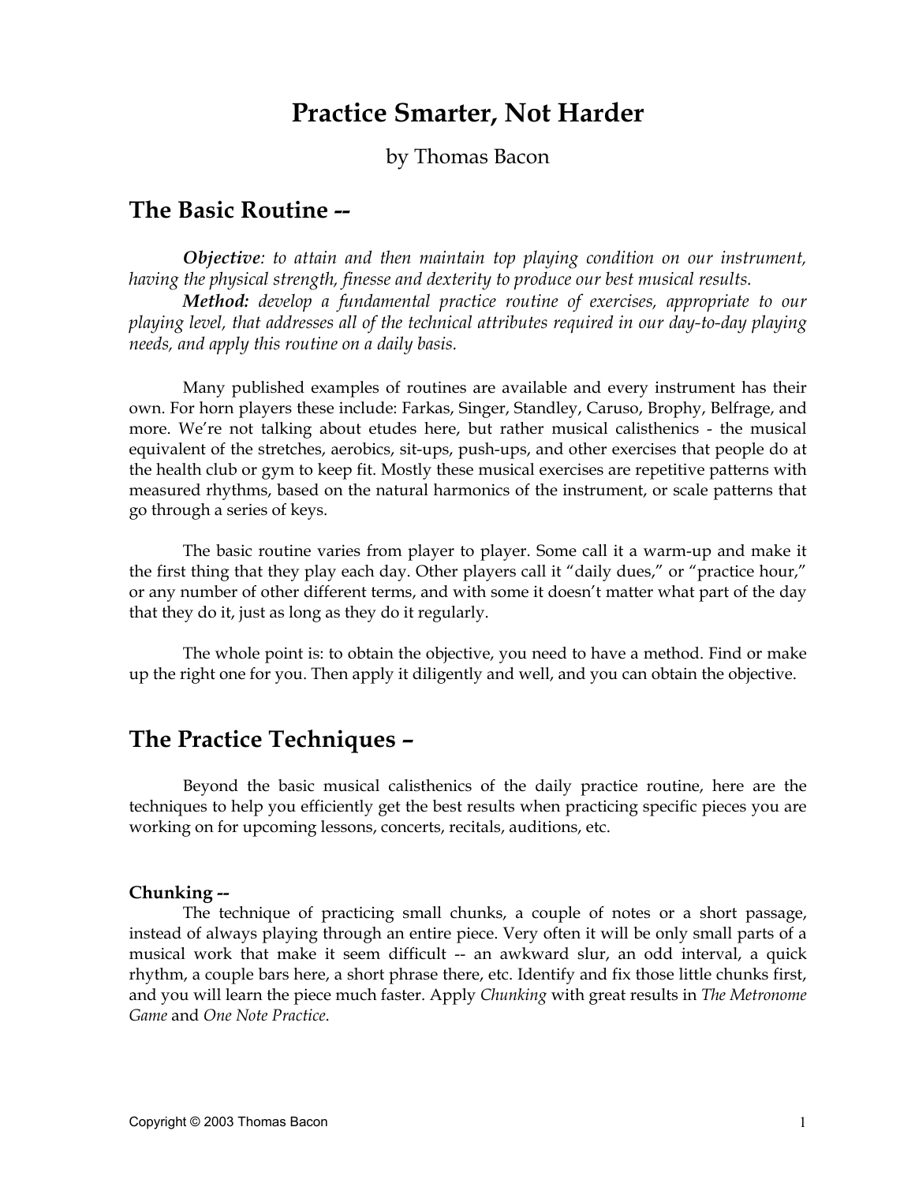# Practice Smarter, Not Harder

by Thomas Bacon

## The Basic Routine --

***Objective***: *to attain and then maintain top playing condition on our instrument, having the physical strength, finesse and dexterity to produce our best musical results.*

***Method:*** *develop a fundamental practice routine of exercises, appropriate to our playing level, that addresses all of the technical attributes required in our day-to-day playing needs, and apply this routine on a daily basis.*

Many published examples of routines are available and every instrument has their own. For horn players these include: Farkas, Singer, Standley, Caruso, Brophy, Belfrage, and more. We're not talking about etudes here, but rather musical calisthenics - the musical equivalent of the stretches, aerobics, sit-ups, push-ups, and other exercises that people do at the health club or gym to keep fit. Mostly these musical exercises are repetitive patterns with measured rhythms, based on the natural harmonics of the instrument, or scale patterns that go through a series of keys.

The basic routine varies from player to player. Some call it a warm-up and make it the first thing that they play each day. Other players call it "daily dues," or "practice hour," or any number of other different terms, and with some it doesn't matter what part of the day that they do it, just as long as they do it regularly.

The whole point is: to obtain the objective, you need to have a method. Find or make up the right one for you. Then apply it diligently and well, and you can obtain the objective.

## The Practice Techniques –

Beyond the basic musical calisthenics of the daily practice routine, here are the techniques to help you efficiently get the best results when practicing specific pieces you are working on for upcoming lessons, concerts, recitals, auditions, etc.

### Chunking --

The technique of practicing small chunks, a couple of notes or a short passage, instead of always playing through an entire piece. Very often it will be only small parts of a musical work that make it seem difficult -- an awkward slur, an odd interval, a quick rhythm, a couple bars here, a short phrase there, etc. Identify and fix those little chunks first, and you will learn the piece much faster. Apply *Chunking* with great results in *The Metronome Game* and *One Note Practice*.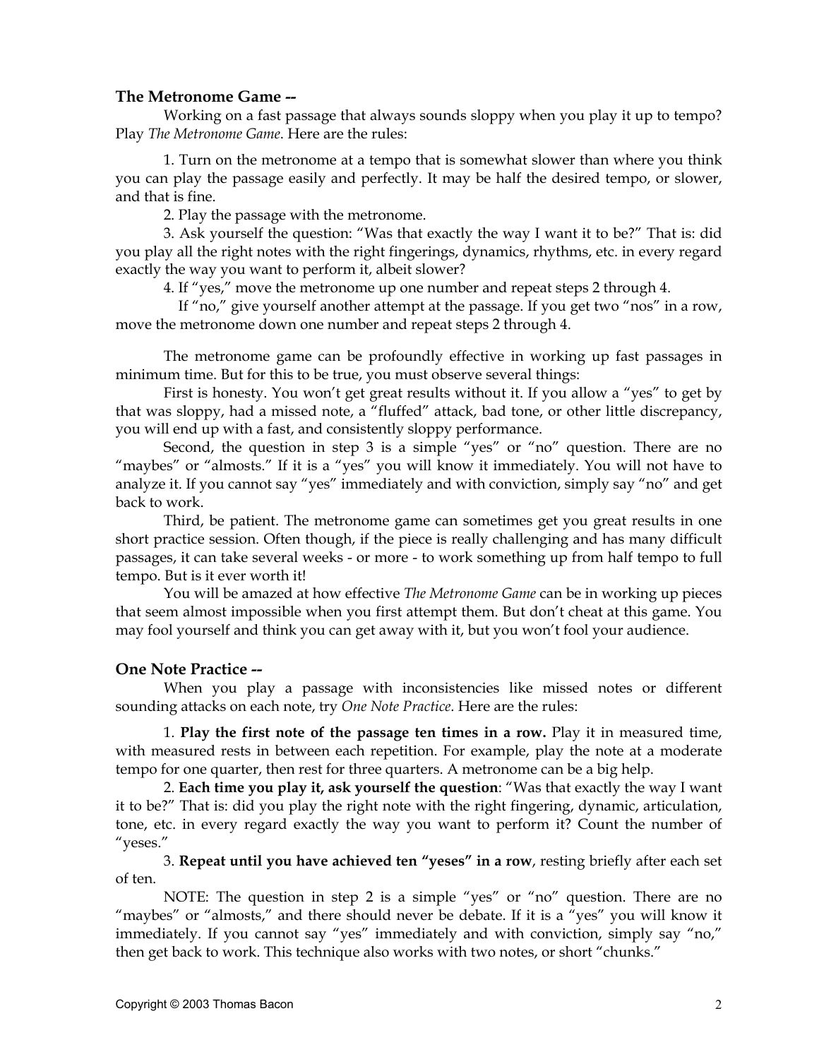### The Metronome Game --

Working on a fast passage that always sounds sloppy when you play it up to tempo? Play *The Metronome Game*. Here are the rules:

1. Turn on the metronome at a tempo that is somewhat slower than where you think you can play the passage easily and perfectly. It may be half the desired tempo, or slower, and that is fine.
2. Play the passage with the metronome.
3. Ask yourself the question: "Was that exactly the way I want it to be?" That is: did you play all the right notes with the right fingerings, dynamics, rhythms, etc. in every regard exactly the way you want to perform it, albeit slower?
4. If "yes," move the metronome up one number and repeat steps 2 through 4.

   If "no," give yourself another attempt at the passage. If you get two "nos" in a row, move the metronome down one number and repeat steps 2 through 4.

The metronome game can be profoundly effective in working up fast passages in minimum time. But for this to be true, you must observe several things:

First is honesty. You won't get great results without it. If you allow a "yes" to get by that was sloppy, had a missed note, a "fluffed" attack, bad tone, or other little discrepancy, you will end up with a fast, and consistently sloppy performance.

Second, the question in step 3 is a simple "yes" or "no" question. There are no "maybes" or "almosts." If it is a "yes" you will know it immediately. You will not have to analyze it. If you cannot say "yes" immediately and with conviction, simply say "no" and get back to work.

Third, be patient. The metronome game can sometimes get you great results in one short practice session. Often though, if the piece is really challenging and has many difficult passages, it can take several weeks - or more - to work something up from half tempo to full tempo. But is it ever worth it!

You will be amazed at how effective *The Metronome Game* can be in working up pieces that seem almost impossible when you first attempt them. But don't cheat at this game. You may fool yourself and think you can get away with it, but you won't fool your audience.

### One Note Practice --

When you play a passage with inconsistencies like missed notes or different sounding attacks on each note, try *One Note Practice*. Here are the rules:

1. **Play the first note of the passage ten times in a row.** Play it in measured time, with measured rests in between each repetition. For example, play the note at a moderate tempo for one quarter, then rest for three quarters. A metronome can be a big help.
2. **Each time you play it, ask yourself the question**: "Was that exactly the way I want it to be?" That is: did you play the right note with the right fingering, dynamic, articulation, tone, etc. in every regard exactly the way you want to perform it? Count the number of "yeses."
3. **Repeat until you have achieved ten "yeses" in a row**, resting briefly after each set of ten.

NOTE: The question in step 2 is a simple "yes" or "no" question. There are no "maybes" or "almosts," and there should never be debate. If it is a "yes" you will know it immediately. If you cannot say "yes" immediately and with conviction, simply say "no," then get back to work. This technique also works with two notes, or short "chunks."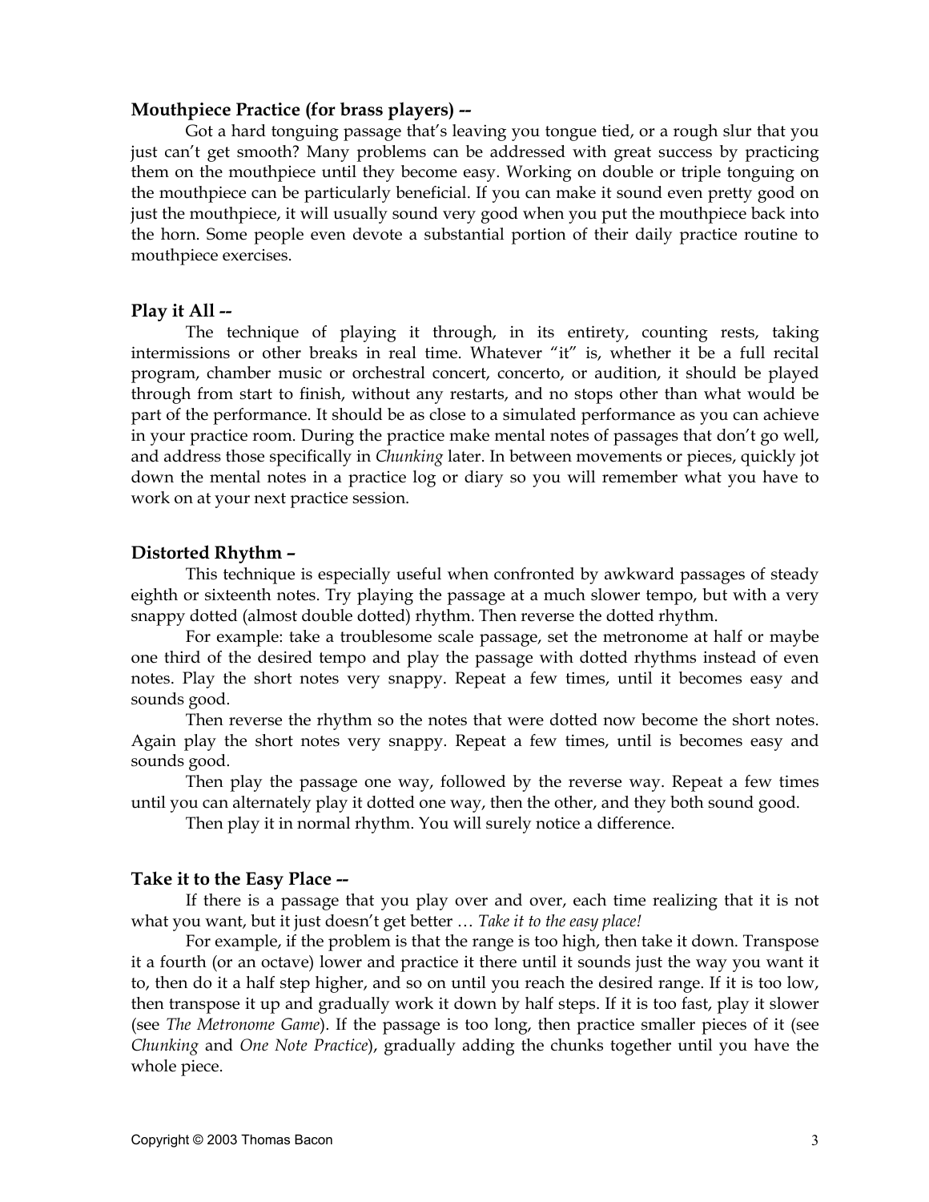### Mouthpiece Practice (for brass players) --

Got a hard tonguing passage that's leaving you tongue tied, or a rough slur that you just can't get smooth? Many problems can be addressed with great success by practicing them on the mouthpiece until they become easy. Working on double or triple tonguing on the mouthpiece can be particularly beneficial. If you can make it sound even pretty good on just the mouthpiece, it will usually sound very good when you put the mouthpiece back into the horn. Some people even devote a substantial portion of their daily practice routine to mouthpiece exercises.

### Play it All --

The technique of playing it through, in its entirety, counting rests, taking intermissions or other breaks in real time. Whatever "it" is, whether it be a full recital program, chamber music or orchestral concert, concerto, or audition, it should be played through from start to finish, without any restarts, and no stops other than what would be part of the performance. It should be as close to a simulated performance as you can achieve in your practice room. During the practice make mental notes of passages that don't go well, and address those specifically in *Chunking* later. In between movements or pieces, quickly jot down the mental notes in a practice log or diary so you will remember what you have to work on at your next practice session.

### Distorted Rhythm –

This technique is especially useful when confronted by awkward passages of steady eighth or sixteenth notes. Try playing the passage at a much slower tempo, but with a very snappy dotted (almost double dotted) rhythm. Then reverse the dotted rhythm.

For example: take a troublesome scale passage, set the metronome at half or maybe one third of the desired tempo and play the passage with dotted rhythms instead of even notes. Play the short notes very snappy. Repeat a few times, until it becomes easy and sounds good.

Then reverse the rhythm so the notes that were dotted now become the short notes. Again play the short notes very snappy. Repeat a few times, until is becomes easy and sounds good.

Then play the passage one way, followed by the reverse way. Repeat a few times until you can alternately play it dotted one way, then the other, and they both sound good.

Then play it in normal rhythm. You will surely notice a difference.

### Take it to the Easy Place --

If there is a passage that you play over and over, each time realizing that it is not what you want, but it just doesn't get better … *Take it to the easy place!*

For example, if the problem is that the range is too high, then take it down. Transpose it a fourth (or an octave) lower and practice it there until it sounds just the way you want it to, then do it a half step higher, and so on until you reach the desired range. If it is too low, then transpose it up and gradually work it down by half steps. If it is too fast, play it slower (see *The Metronome Game*). If the passage is too long, then practice smaller pieces of it (see *Chunking* and *One Note Practice*), gradually adding the chunks together until you have the whole piece.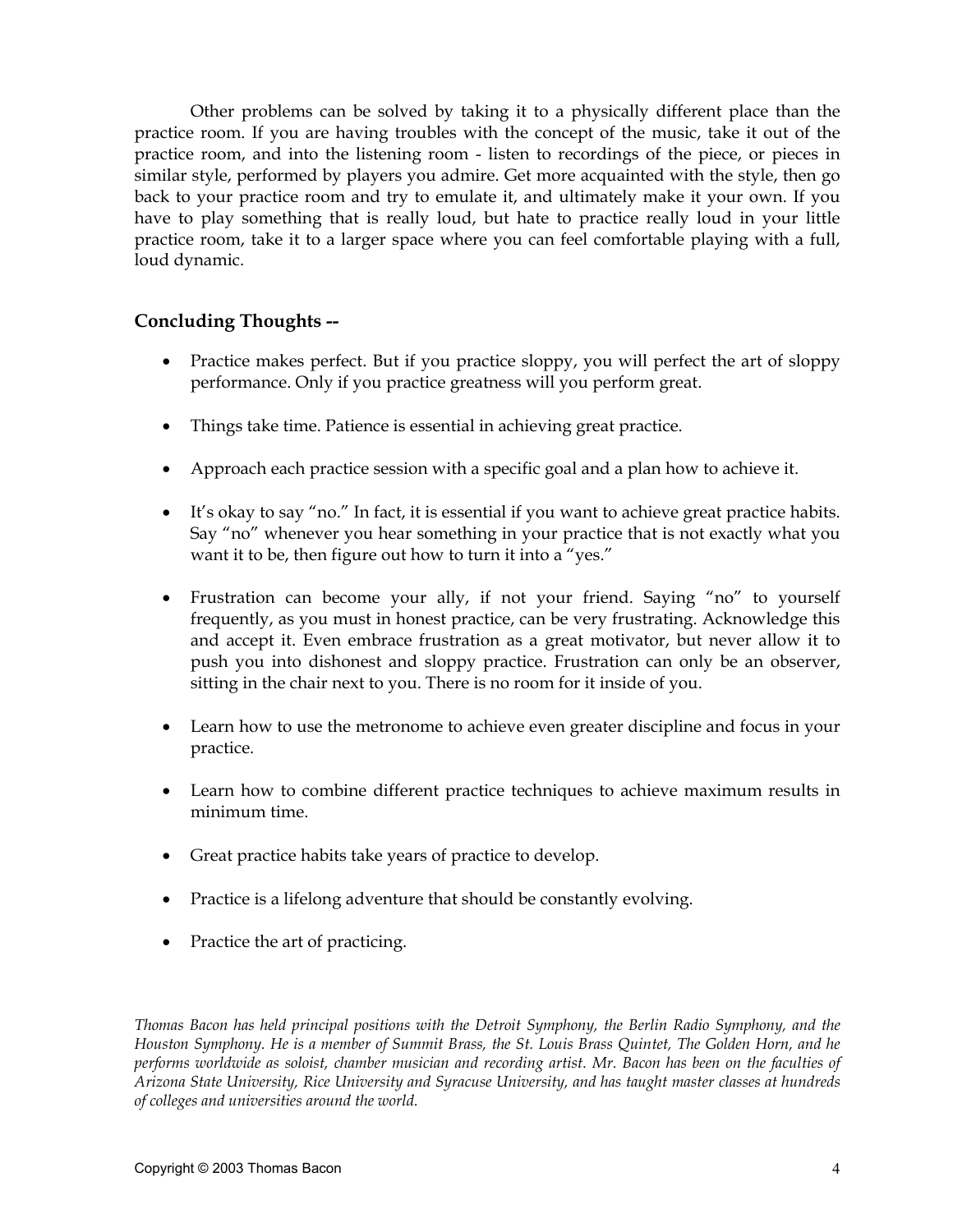Other problems can be solved by taking it to a physically different place than the practice room. If you are having troubles with the concept of the music, take it out of the practice room, and into the listening room - listen to recordings of the piece, or pieces in similar style, performed by players you admire. Get more acquainted with the style, then go back to your practice room and try to emulate it, and ultimately make it your own. If you have to play something that is really loud, but hate to practice really loud in your little practice room, take it to a larger space where you can feel comfortable playing with a full, loud dynamic.

### Concluding Thoughts --

- Practice makes perfect. But if you practice sloppy, you will perfect the art of sloppy performance. Only if you practice greatness will you perform great.
- Things take time. Patience is essential in achieving great practice.
- Approach each practice session with a specific goal and a plan how to achieve it.
- It's okay to say "no." In fact, it is essential if you want to achieve great practice habits. Say "no" whenever you hear something in your practice that is not exactly what you want it to be, then figure out how to turn it into a "yes."
- Frustration can become your ally, if not your friend. Saying "no" to yourself frequently, as you must in honest practice, can be very frustrating. Acknowledge this and accept it. Even embrace frustration as a great motivator, but never allow it to push you into dishonest and sloppy practice. Frustration can only be an observer, sitting in the chair next to you. There is no room for it inside of you.
- Learn how to use the metronome to achieve even greater discipline and focus in your practice.
- Learn how to combine different practice techniques to achieve maximum results in minimum time.
- Great practice habits take years of practice to develop.
- Practice is a lifelong adventure that should be constantly evolving.
- Practice the art of practicing.

*Thomas Bacon has held principal positions with the Detroit Symphony, the Berlin Radio Symphony, and the Houston Symphony. He is a member of Summit Brass, the St. Louis Brass Quintet, The Golden Horn, and he performs worldwide as soloist, chamber musician and recording artist. Mr. Bacon has been on the faculties of Arizona State University, Rice University and Syracuse University, and has taught master classes at hundreds of colleges and universities around the world.*

Copyright © 2003 Thomas Bacon